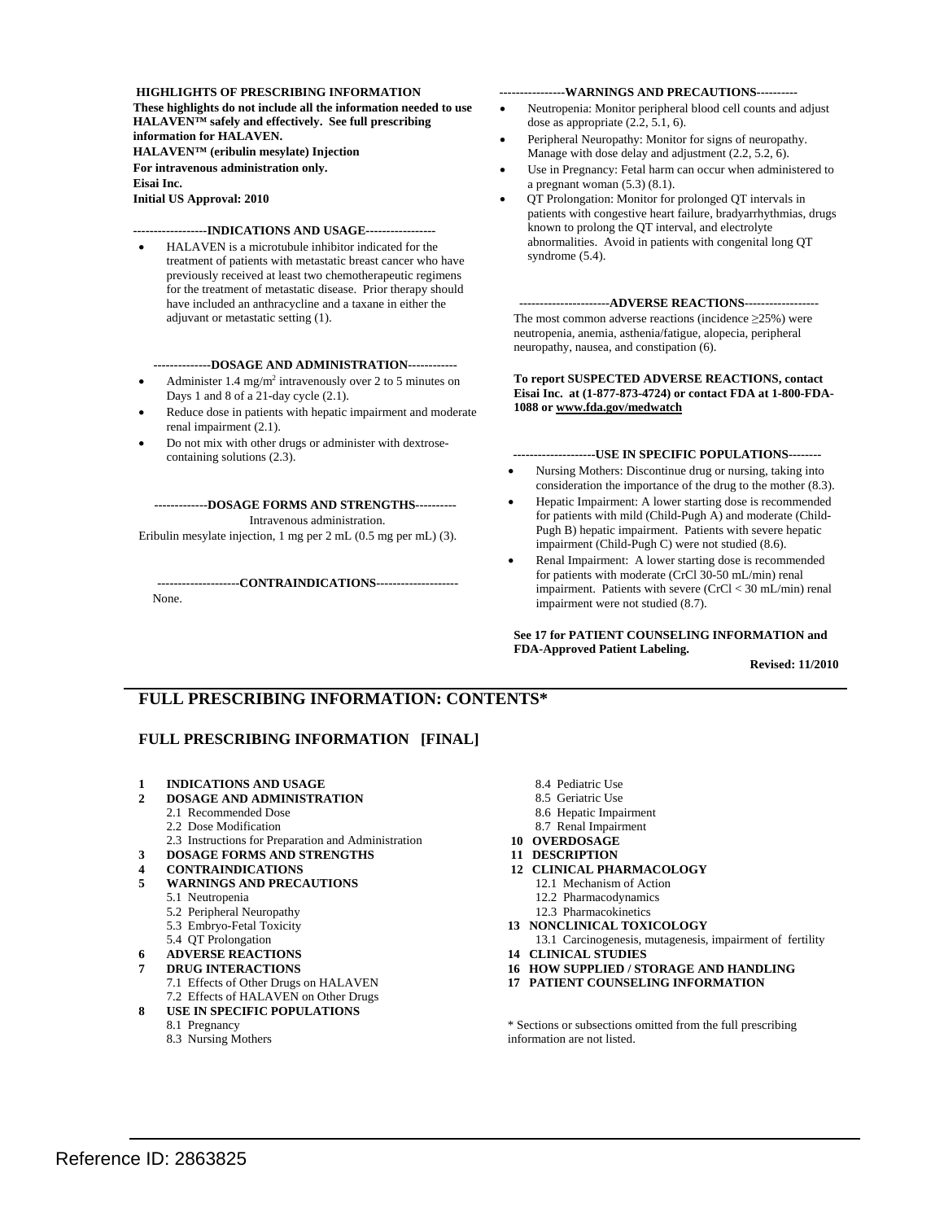**HIGHLIGHTS OF PRESCRIBING INFORMATION**

**These highlights do not include all the information needed to use HALAVEN™ safely and effectively. See full prescribing information for HALAVEN.**

**HALAVEN™ (eribulin mesylate) Injection**

**For intravenous administration only.**

**Eisai Inc.**

**Initial US Approval: 2010**

**------------------INDICATIONS AND USAGE-----------------**

- HALAVEN is a microtubule inhibitor indicated for the treatment of patients with metastatic breast cancer who have previously received at least two chemotherapeutic regimens for the treatment of metastatic disease. Prior therapy should have included an anthracycline and a taxane in either the adjuvant or metastatic setting (1).

**--------------DOSAGE AND ADMINISTRATION------------**

- Administer 1.4 mg/m$^2$ intravenously over 2 to 5 minutes on Days 1 and 8 of a 21-day cycle (2.1).
- Reduce dose in patients with hepatic impairment and moderate renal impairment (2.1).
- Do not mix with other drugs or administer with dextrose-containing solutions (2.3).

**-------------DOSAGE FORMS AND STRENGTHS----------**

Intravenous administration.

Eribulin mesylate injection, 1 mg per 2 mL (0.5 mg per mL) (3).

**--------------------CONTRAINDICATIONS--------------------**

None.

**----------------WARNINGS AND PRECAUTIONS----------**

- Neutropenia: Monitor peripheral blood cell counts and adjust dose as appropriate (2.2, 5.1, 6).
- Peripheral Neuropathy: Monitor for signs of neuropathy. Manage with dose delay and adjustment (2.2, 5.2, 6).
- Use in Pregnancy: Fetal harm can occur when administered to a pregnant woman (5.3) (8.1).
- QT Prolongation: Monitor for prolonged QT intervals in patients with congestive heart failure, bradyarrhythmias, drugs known to prolong the QT interval, and electrolyte abnormalities. Avoid in patients with congenital long QT syndrome (5.4).

**----------------------ADVERSE REACTIONS------------------**

The most common adverse reactions (incidence ≥25%) were neutropenia, anemia, asthenia/fatigue, alopecia, peripheral neuropathy, nausea, and constipation (6).

**To report SUSPECTED ADVERSE REACTIONS, contact Eisai Inc. at (1-877-873-4724) or contact FDA at 1-800-FDA-1088 or www.fda.gov/medwatch**

**--------------------USE IN SPECIFIC POPULATIONS--------**

- Nursing Mothers: Discontinue drug or nursing, taking into consideration the importance of the drug to the mother (8.3).
- Hepatic Impairment: A lower starting dose is recommended for patients with mild (Child-Pugh A) and moderate (Child-Pugh B) hepatic impairment. Patients with severe hepatic impairment (Child-Pugh C) were not studied (8.6).
- Renal Impairment: A lower starting dose is recommended for patients with moderate (CrCl 30-50 mL/min) renal impairment. Patients with severe (CrCl < 30 mL/min) renal impairment were not studied (8.7).

**See 17 for PATIENT COUNSELING INFORMATION and FDA-Approved Patient Labeling.**

**Revised: 11/2010**

## FULL PRESCRIBING INFORMATION: CONTENTS*

### FULL PRESCRIBING INFORMATION [FINAL]

**1 INDICATIONS AND USAGE**

**2 DOSAGE AND ADMINISTRATION**
- 2.1 Recommended Dose
- 2.2 Dose Modification
- 2.3 Instructions for Preparation and Administration

**3 DOSAGE FORMS AND STRENGTHS**

**4 CONTRAINDICATIONS**

**5 WARNINGS AND PRECAUTIONS**
- 5.1 Neutropenia
- 5.2 Peripheral Neuropathy
- 5.3 Embryo-Fetal Toxicity
- 5.4 QT Prolongation

**6 ADVERSE REACTIONS**

**7 DRUG INTERACTIONS**
- 7.1 Effects of Other Drugs on HALAVEN
- 7.2 Effects of HALAVEN on Other Drugs

**8 USE IN SPECIFIC POPULATIONS**
- 8.1 Pregnancy
- 8.3 Nursing Mothers
- 8.4 Pediatric Use
- 8.5 Geriatric Use
- 8.6 Hepatic Impairment
- 8.7 Renal Impairment

**10 OVERDOSAGE**

**11 DESCRIPTION**

**12 CLINICAL PHARMACOLOGY**
- 12.1 Mechanism of Action
- 12.2 Pharmacodynamics
- 12.3 Pharmacokinetics

**13 NONCLINICAL TOXICOLOGY**
- 13.1 Carcinogenesis, mutagenesis, impairment of fertility

**14 CLINICAL STUDIES**

**16 HOW SUPPLIED / STORAGE AND HANDLING**

**17 PATIENT COUNSELING INFORMATION**

\* Sections or subsections omitted from the full prescribing information are not listed.

Reference ID: 2863825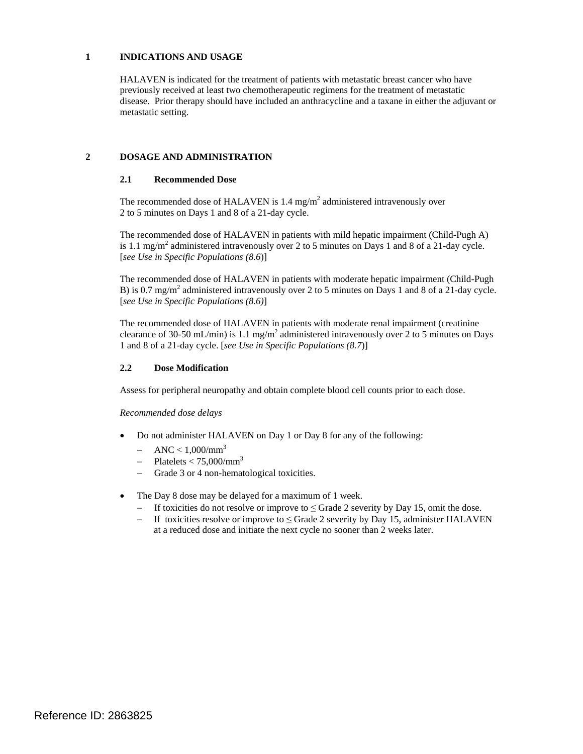# 1 INDICATIONS AND USAGE

HALAVEN is indicated for the treatment of patients with metastatic breast cancer who have previously received at least two chemotherapeutic regimens for the treatment of metastatic disease. Prior therapy should have included an anthracycline and a taxane in either the adjuvant or metastatic setting.

# 2 DOSAGE AND ADMINISTRATION

## 2.1 Recommended Dose

The recommended dose of HALAVEN is 1.4 mg/m$^2$ administered intravenously over 2 to 5 minutes on Days 1 and 8 of a 21-day cycle.

The recommended dose of HALAVEN in patients with mild hepatic impairment (Child-Pugh A) is 1.1 mg/m$^2$ administered intravenously over 2 to 5 minutes on Days 1 and 8 of a 21-day cycle. [*see Use in Specific Populations (8.6)*]

The recommended dose of HALAVEN in patients with moderate hepatic impairment (Child-Pugh B) is 0.7 mg/m$^2$ administered intravenously over 2 to 5 minutes on Days 1 and 8 of a 21-day cycle. [*see Use in Specific Populations (8.6)*]

The recommended dose of HALAVEN in patients with moderate renal impairment (creatinine clearance of 30-50 mL/min) is 1.1 mg/m$^2$ administered intravenously over 2 to 5 minutes on Days 1 and 8 of a 21-day cycle. [*see Use in Specific Populations (8.7)*]

## 2.2 Dose Modification

Assess for peripheral neuropathy and obtain complete blood cell counts prior to each dose.

*Recommended dose delays*

- Do not administer HALAVEN on Day 1 or Day 8 for any of the following:
  - ANC < 1,000/mm$^3$
  - Platelets < 75,000/mm$^3$
  - Grade 3 or 4 non-hematological toxicities.
- The Day 8 dose may be delayed for a maximum of 1 week.
  - If toxicities do not resolve or improve to ≤ Grade 2 severity by Day 15, omit the dose.
  - If toxicities resolve or improve to ≤ Grade 2 severity by Day 15, administer HALAVEN at a reduced dose and initiate the next cycle no sooner than 2 weeks later.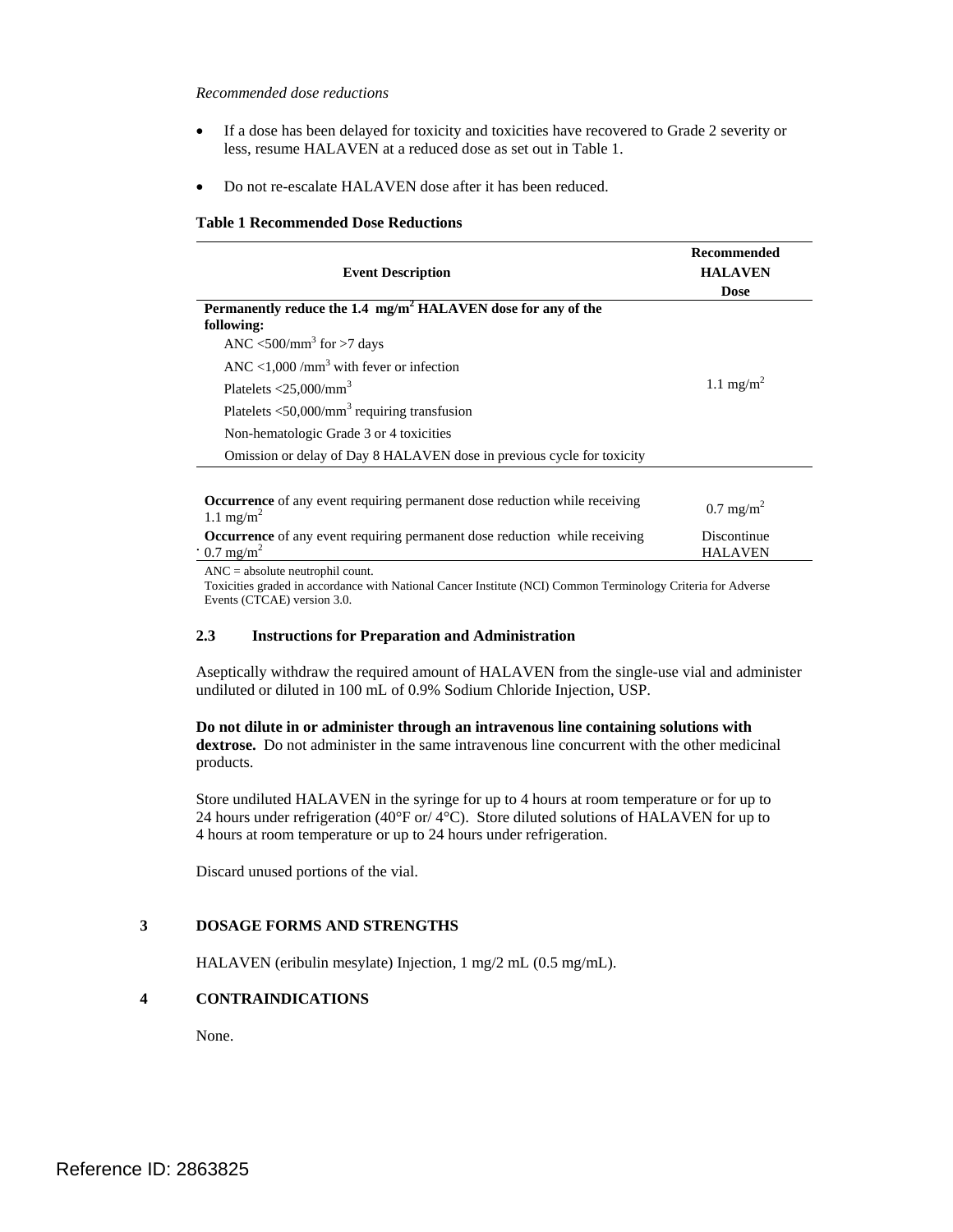*Recommended dose reductions*

- If a dose has been delayed for toxicity and toxicities have recovered to Grade 2 severity or less, resume HALAVEN at a reduced dose as set out in Table 1.
- Do not re-escalate HALAVEN dose after it has been reduced.

**Table 1 Recommended Dose Reductions**

| Event Description | Recommended HALAVEN Dose |
|---|---|
| **Permanently reduce the 1.4 mg/m$^2$ HALAVEN dose for any of the following:**<br>ANC <500/mm$^3$ for >7 days<br>ANC <1,000 /mm$^3$ with fever or infection<br>Platelets <25,000/mm$^3$<br>Platelets <50,000/mm$^3$ requiring transfusion<br>Non-hematologic Grade 3 or 4 toxicities<br>Omission or delay of Day 8 HALAVEN dose in previous cycle for toxicity | 1.1 mg/m$^2$ |
| **Occurrence** of any event requiring permanent dose reduction while receiving 1.1 mg/m$^2$ | 0.7 mg/m$^2$ |
| **Occurrence** of any event requiring permanent dose reduction while receiving 0.7 mg/m$^2$ | Discontinue HALAVEN |

ANC = absolute neutrophil count.
Toxicities graded in accordance with National Cancer Institute (NCI) Common Terminology Criteria for Adverse Events (CTCAE) version 3.0.

### 2.3 Instructions for Preparation and Administration

Aseptically withdraw the required amount of HALAVEN from the single-use vial and administer undiluted or diluted in 100 mL of 0.9% Sodium Chloride Injection, USP.

**Do not dilute in or administer through an intravenous line containing solutions with dextrose.** Do not administer in the same intravenous line concurrent with the other medicinal products.

Store undiluted HALAVEN in the syringe for up to 4 hours at room temperature or for up to 24 hours under refrigeration (40°F or/ 4°C). Store diluted solutions of HALAVEN for up to 4 hours at room temperature or up to 24 hours under refrigeration.

Discard unused portions of the vial.

## 3 DOSAGE FORMS AND STRENGTHS

HALAVEN (eribulin mesylate) Injection, 1 mg/2 mL (0.5 mg/mL).

## 4 CONTRAINDICATIONS

None.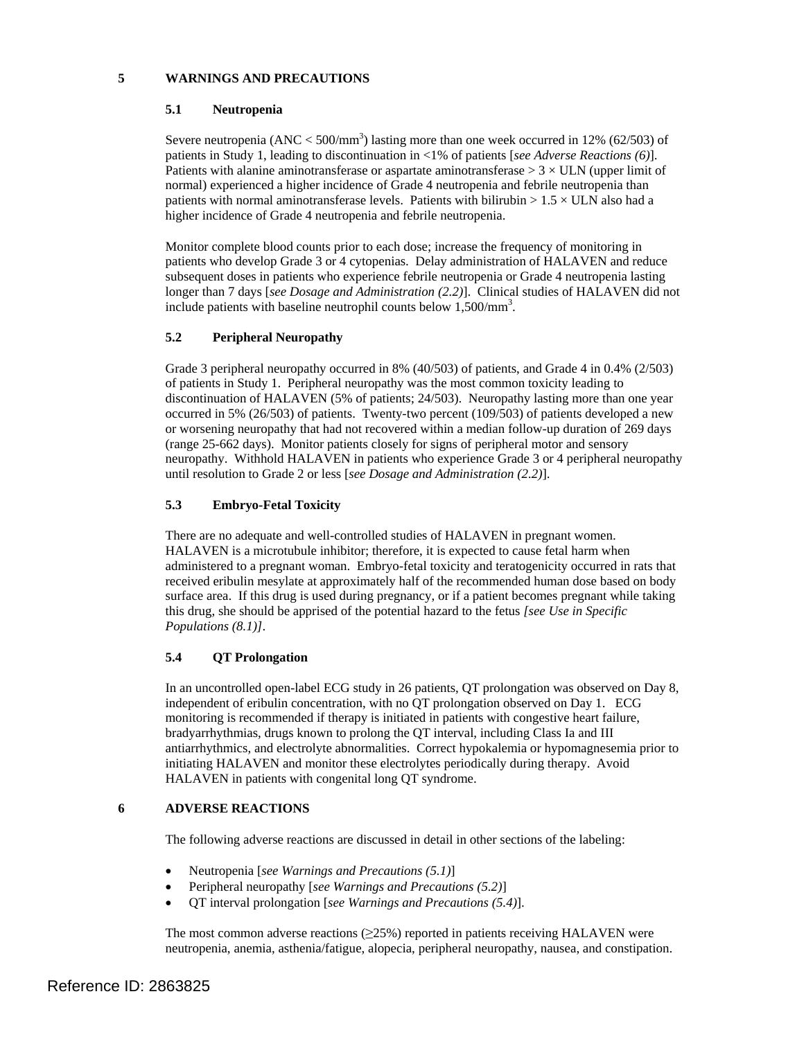# 5 WARNINGS AND PRECAUTIONS

## 5.1 Neutropenia

Severe neutropenia (ANC < 500/mm$^3$) lasting more than one week occurred in 12% (62/503) of patients in Study 1, leading to discontinuation in <1% of patients [*see Adverse Reactions (6)*]. Patients with alanine aminotransferase or aspartate aminotransferase > 3 × ULN (upper limit of normal) experienced a higher incidence of Grade 4 neutropenia and febrile neutropenia than patients with normal aminotransferase levels. Patients with bilirubin > 1.5 × ULN also had a higher incidence of Grade 4 neutropenia and febrile neutropenia.

Monitor complete blood counts prior to each dose; increase the frequency of monitoring in patients who develop Grade 3 or 4 cytopenias. Delay administration of HALAVEN and reduce subsequent doses in patients who experience febrile neutropenia or Grade 4 neutropenia lasting longer than 7 days [*see Dosage and Administration (2.2)*]. Clinical studies of HALAVEN did not include patients with baseline neutrophil counts below 1,500/mm$^3$.

## 5.2 Peripheral Neuropathy

Grade 3 peripheral neuropathy occurred in 8% (40/503) of patients, and Grade 4 in 0.4% (2/503) of patients in Study 1. Peripheral neuropathy was the most common toxicity leading to discontinuation of HALAVEN (5% of patients; 24/503). Neuropathy lasting more than one year occurred in 5% (26/503) of patients. Twenty-two percent (109/503) of patients developed a new or worsening neuropathy that had not recovered within a median follow-up duration of 269 days (range 25-662 days). Monitor patients closely for signs of peripheral motor and sensory neuropathy. Withhold HALAVEN in patients who experience Grade 3 or 4 peripheral neuropathy until resolution to Grade 2 or less [*see Dosage and Administration (2.2)*].

## 5.3 Embryo-Fetal Toxicity

There are no adequate and well-controlled studies of HALAVEN in pregnant women. HALAVEN is a microtubule inhibitor; therefore, it is expected to cause fetal harm when administered to a pregnant woman. Embryo-fetal toxicity and teratogenicity occurred in rats that received eribulin mesylate at approximately half of the recommended human dose based on body surface area. If this drug is used during pregnancy, or if a patient becomes pregnant while taking this drug, she should be apprised of the potential hazard to the fetus *[see Use in Specific Populations (8.1)]*.

## 5.4 QT Prolongation

In an uncontrolled open-label ECG study in 26 patients, QT prolongation was observed on Day 8, independent of eribulin concentration, with no QT prolongation observed on Day 1. ECG monitoring is recommended if therapy is initiated in patients with congestive heart failure, bradyarrhythmias, drugs known to prolong the QT interval, including Class Ia and III antiarrhythmics, and electrolyte abnormalities. Correct hypokalemia or hypomagnesemia prior to initiating HALAVEN and monitor these electrolytes periodically during therapy. Avoid HALAVEN in patients with congenital long QT syndrome.

# 6 ADVERSE REACTIONS

The following adverse reactions are discussed in detail in other sections of the labeling:

- Neutropenia [*see Warnings and Precautions (5.1)*]
- Peripheral neuropathy [*see Warnings and Precautions (5.2)*]
- QT interval prolongation [*see Warnings and Precautions (5.4)*].

The most common adverse reactions (≥25%) reported in patients receiving HALAVEN were neutropenia, anemia, asthenia/fatigue, alopecia, peripheral neuropathy, nausea, and constipation.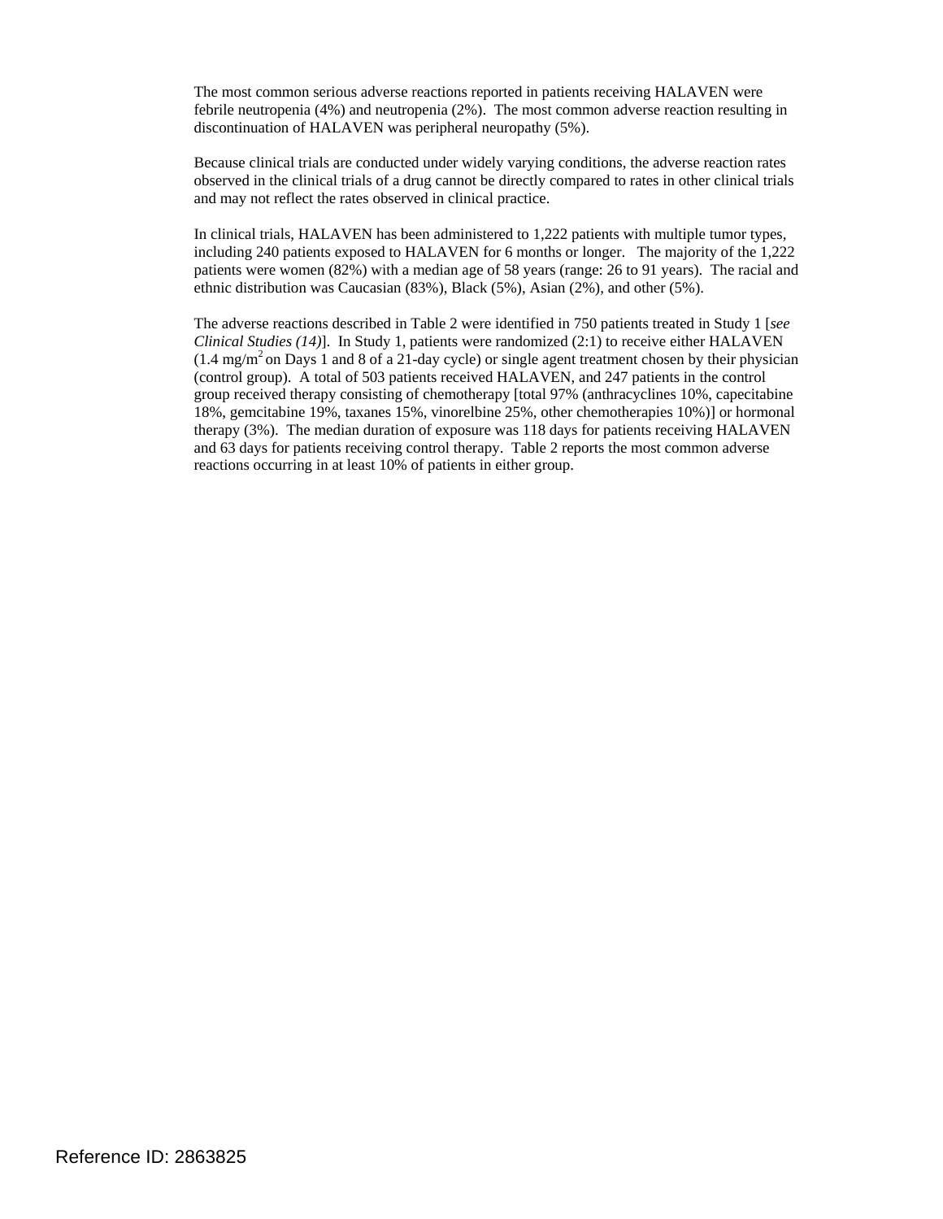The most common serious adverse reactions reported in patients receiving HALAVEN were febrile neutropenia (4%) and neutropenia (2%). The most common adverse reaction resulting in discontinuation of HALAVEN was peripheral neuropathy (5%).

Because clinical trials are conducted under widely varying conditions, the adverse reaction rates observed in the clinical trials of a drug cannot be directly compared to rates in other clinical trials and may not reflect the rates observed in clinical practice.

In clinical trials, HALAVEN has been administered to 1,222 patients with multiple tumor types, including 240 patients exposed to HALAVEN for 6 months or longer. The majority of the 1,222 patients were women (82%) with a median age of 58 years (range: 26 to 91 years). The racial and ethnic distribution was Caucasian (83%), Black (5%), Asian (2%), and other (5%).

The adverse reactions described in Table 2 were identified in 750 patients treated in Study 1 [*see Clinical Studies (14)*]. In Study 1, patients were randomized (2:1) to receive either HALAVEN (1.4 $mg/m^2$ on Days 1 and 8 of a 21-day cycle) or single agent treatment chosen by their physician (control group). A total of 503 patients received HALAVEN, and 247 patients in the control group received therapy consisting of chemotherapy [total 97% (anthracyclines 10%, capecitabine 18%, gemcitabine 19%, taxanes 15%, vinorelbine 25%, other chemotherapies 10%)] or hormonal therapy (3%). The median duration of exposure was 118 days for patients receiving HALAVEN and 63 days for patients receiving control therapy. Table 2 reports the most common adverse reactions occurring in at least 10% of patients in either group.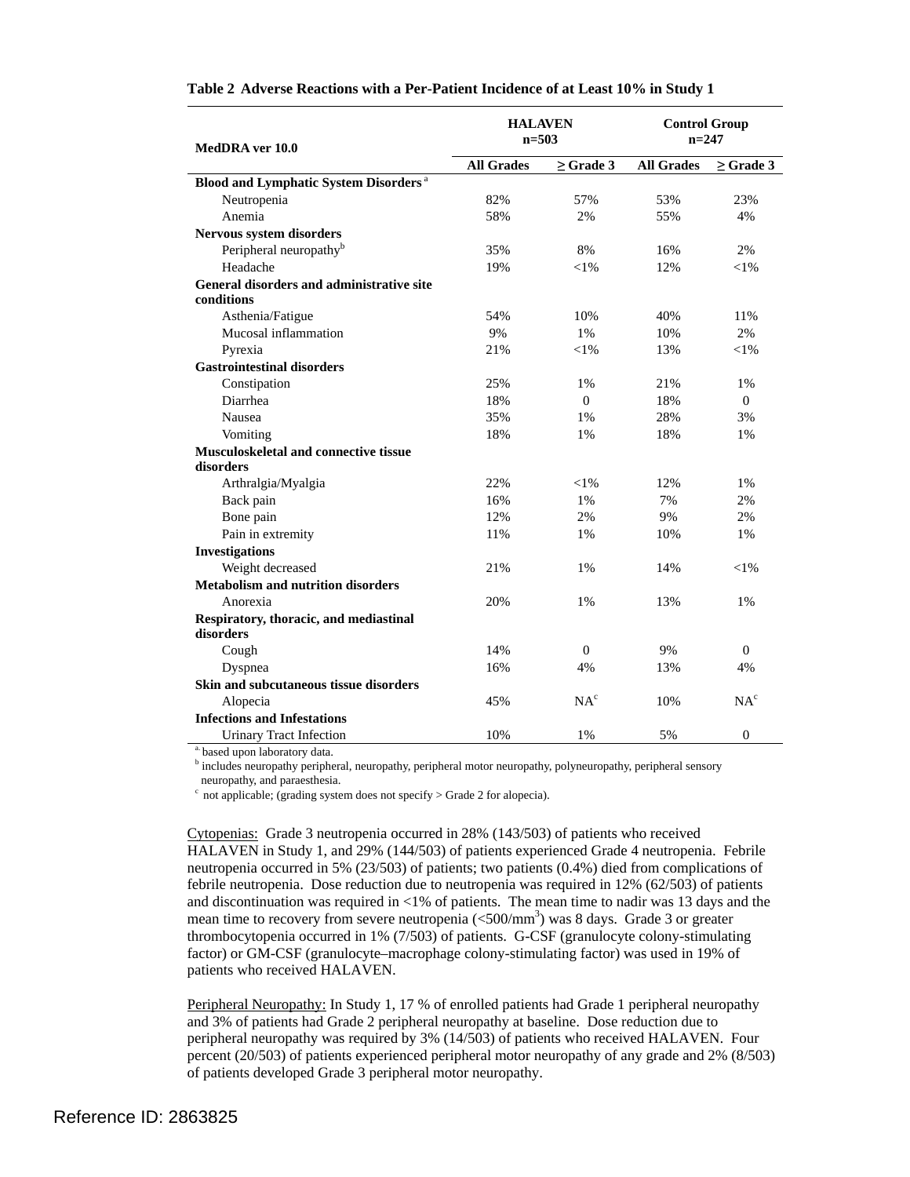**Table 2 Adverse Reactions with a Per-Patient Incidence of at Least 10% in Study 1**

| MedDRA ver 10.0 | HALAVEN n=503 | | Control Group n=247 | |
|---|---|---|---|---|
| | All Grades | ≥ Grade 3 | All Grades | ≥ Grade 3 |
| **Blood and Lymphatic System Disorders** [a] | | | | |
| Neutropenia | 82% | 57% | 53% | 23% |
| Anemia | 58% | 2% | 55% | 4% |
| **Nervous system disorders** | | | | |
| Peripheral neuropathy[b] | 35% | 8% | 16% | 2% |
| Headache | 19% | <1% | 12% | <1% |
| **General disorders and administrative site conditions** | | | | |
| Asthenia/Fatigue | 54% | 10% | 40% | 11% |
| Mucosal inflammation | 9% | 1% | 10% | 2% |
| Pyrexia | 21% | <1% | 13% | <1% |
| **Gastrointestinal disorders** | | | | |
| Constipation | 25% | 1% | 21% | 1% |
| Diarrhea | 18% | 0 | 18% | 0 |
| Nausea | 35% | 1% | 28% | 3% |
| Vomiting | 18% | 1% | 18% | 1% |
| **Musculoskeletal and connective tissue disorders** | | | | |
| Arthralgia/Myalgia | 22% | <1% | 12% | 1% |
| Back pain | 16% | 1% | 7% | 2% |
| Bone pain | 12% | 2% | 9% | 2% |
| Pain in extremity | 11% | 1% | 10% | 1% |
| **Investigations** | | | | |
| Weight decreased | 21% | 1% | 14% | <1% |
| **Metabolism and nutrition disorders** | | | | |
| Anorexia | 20% | 1% | 13% | 1% |
| **Respiratory, thoracic, and mediastinal disorders** | | | | |
| Cough | 14% | 0 | 9% | 0 |
| Dyspnea | 16% | 4% | 13% | 4% |
| **Skin and subcutaneous tissue disorders** | | | | |
| Alopecia | 45% | NA[c] | 10% | NA[c] |
| **Infections and Infestations** | | | | |
| Urinary Tract Infection | 10% | 1% | 5% | 0 |

[a] based upon laboratory data.
[b] includes neuropathy peripheral, neuropathy, peripheral motor neuropathy, polyneuropathy, peripheral sensory neuropathy, and paraesthesia.
[c] not applicable; (grading system does not specify > Grade 2 for alopecia).

Cytopenias: Grade 3 neutropenia occurred in 28% (143/503) of patients who received HALAVEN in Study 1, and 29% (144/503) of patients experienced Grade 4 neutropenia. Febrile neutropenia occurred in 5% (23/503) of patients; two patients (0.4%) died from complications of febrile neutropenia. Dose reduction due to neutropenia was required in 12% (62/503) of patients and discontinuation was required in <1% of patients. The mean time to nadir was 13 days and the mean time to recovery from severe neutropenia (<500/mm$^3$) was 8 days. Grade 3 or greater thrombocytopenia occurred in 1% (7/503) of patients. G-CSF (granulocyte colony-stimulating factor) or GM-CSF (granulocyte–macrophage colony-stimulating factor) was used in 19% of patients who received HALAVEN.

Peripheral Neuropathy: In Study 1, 17 % of enrolled patients had Grade 1 peripheral neuropathy and 3% of patients had Grade 2 peripheral neuropathy at baseline. Dose reduction due to peripheral neuropathy was required by 3% (14/503) of patients who received HALAVEN. Four percent (20/503) of patients experienced peripheral motor neuropathy of any grade and 2% (8/503) of patients developed Grade 3 peripheral motor neuropathy.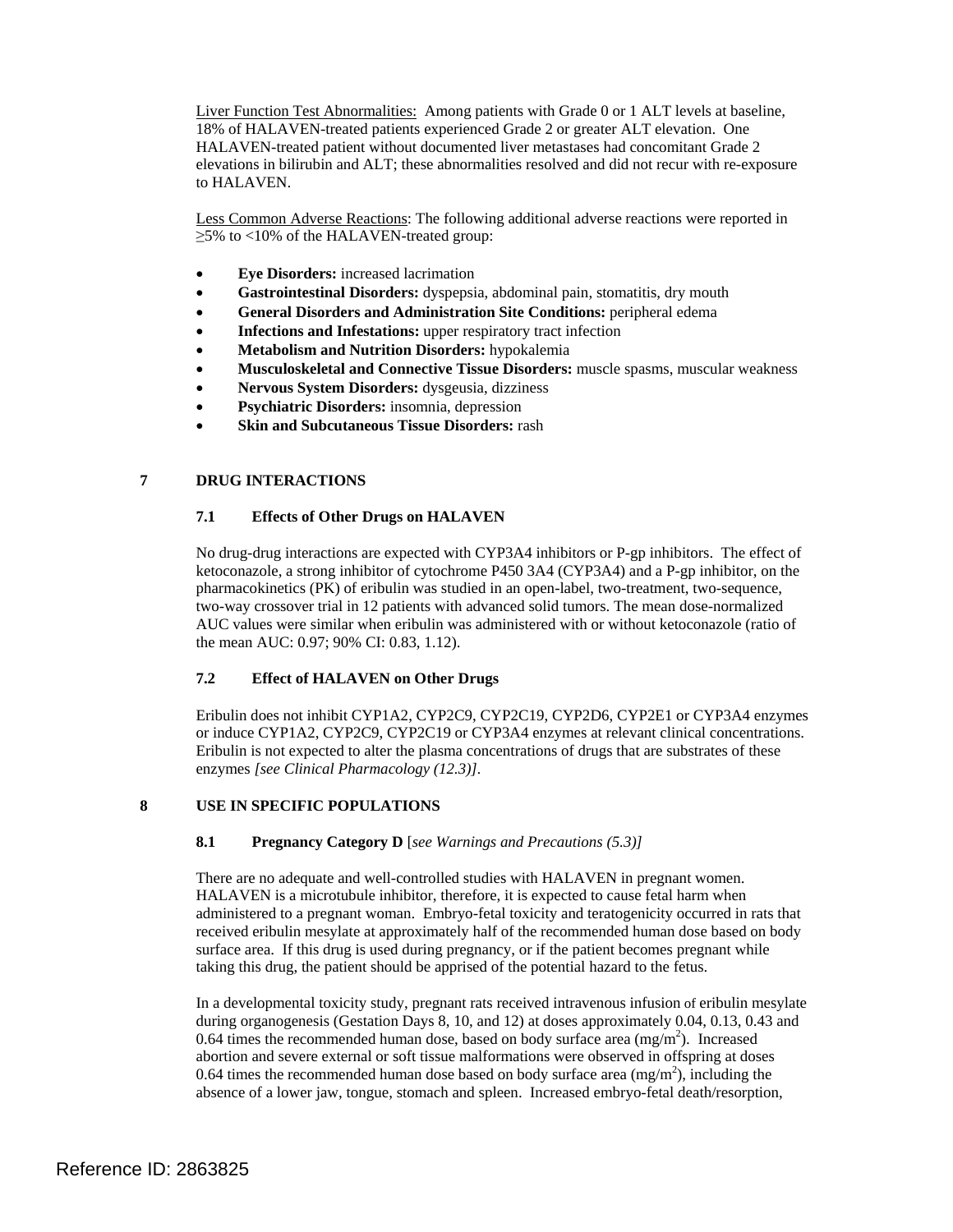Liver Function Test Abnormalities: Among patients with Grade 0 or 1 ALT levels at baseline, 18% of HALAVEN-treated patients experienced Grade 2 or greater ALT elevation. One HALAVEN-treated patient without documented liver metastases had concomitant Grade 2 elevations in bilirubin and ALT; these abnormalities resolved and did not recur with re-exposure to HALAVEN.

Less Common Adverse Reactions: The following additional adverse reactions were reported in ≥5% to <10% of the HALAVEN-treated group:

- **Eye Disorders:** increased lacrimation
- **Gastrointestinal Disorders:** dyspepsia, abdominal pain, stomatitis, dry mouth
- **General Disorders and Administration Site Conditions:** peripheral edema
- **Infections and Infestations:** upper respiratory tract infection
- **Metabolism and Nutrition Disorders:** hypokalemia
- **Musculoskeletal and Connective Tissue Disorders:** muscle spasms, muscular weakness
- **Nervous System Disorders:** dysgeusia, dizziness
- **Psychiatric Disorders:** insomnia, depression
- **Skin and Subcutaneous Tissue Disorders:** rash

# 7 DRUG INTERACTIONS

## 7.1 Effects of Other Drugs on HALAVEN

No drug-drug interactions are expected with CYP3A4 inhibitors or P-gp inhibitors. The effect of ketoconazole, a strong inhibitor of cytochrome P450 3A4 (CYP3A4) and a P-gp inhibitor, on the pharmacokinetics (PK) of eribulin was studied in an open-label, two-treatment, two-sequence, two-way crossover trial in 12 patients with advanced solid tumors. The mean dose-normalized AUC values were similar when eribulin was administered with or without ketoconazole (ratio of the mean AUC: 0.97; 90% CI: 0.83, 1.12).

## 7.2 Effect of HALAVEN on Other Drugs

Eribulin does not inhibit CYP1A2, CYP2C9, CYP2C19, CYP2D6, CYP2E1 or CYP3A4 enzymes or induce CYP1A2, CYP2C9, CYP2C19 or CYP3A4 enzymes at relevant clinical concentrations. Eribulin is not expected to alter the plasma concentrations of drugs that are substrates of these enzymes *[see Clinical Pharmacology (12.3)]*.

# 8 USE IN SPECIFIC POPULATIONS

## 8.1 Pregnancy Category D [*see Warnings and Precautions (5.3)]*

There are no adequate and well-controlled studies with HALAVEN in pregnant women. HALAVEN is a microtubule inhibitor, therefore, it is expected to cause fetal harm when administered to a pregnant woman. Embryo-fetal toxicity and teratogenicity occurred in rats that received eribulin mesylate at approximately half of the recommended human dose based on body surface area. If this drug is used during pregnancy, or if the patient becomes pregnant while taking this drug, the patient should be apprised of the potential hazard to the fetus.

In a developmental toxicity study, pregnant rats received intravenous infusion of eribulin mesylate during organogenesis (Gestation Days 8, 10, and 12) at doses approximately 0.04, 0.13, 0.43 and 0.64 times the recommended human dose, based on body surface area ($mg/m^2$). Increased abortion and severe external or soft tissue malformations were observed in offspring at doses 0.64 times the recommended human dose based on body surface area ($mg/m^2$), including the absence of a lower jaw, tongue, stomach and spleen. Increased embryo-fetal death/resorption,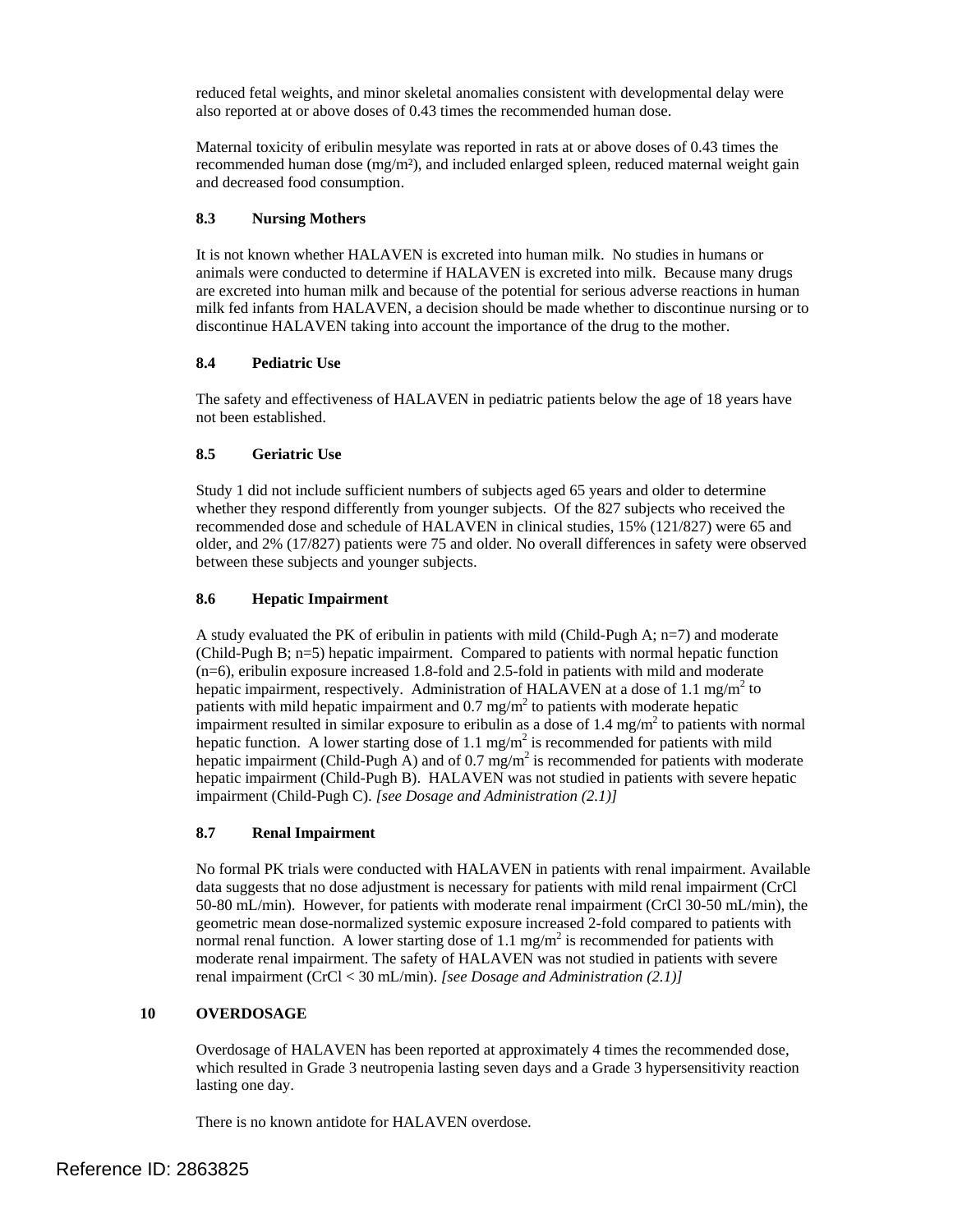reduced fetal weights, and minor skeletal anomalies consistent with developmental delay were also reported at or above doses of 0.43 times the recommended human dose.

Maternal toxicity of eribulin mesylate was reported in rats at or above doses of 0.43 times the recommended human dose (mg/m²), and included enlarged spleen, reduced maternal weight gain and decreased food consumption.

### 8.3 Nursing Mothers

It is not known whether HALAVEN is excreted into human milk. No studies in humans or animals were conducted to determine if HALAVEN is excreted into milk. Because many drugs are excreted into human milk and because of the potential for serious adverse reactions in human milk fed infants from HALAVEN, a decision should be made whether to discontinue nursing or to discontinue HALAVEN taking into account the importance of the drug to the mother.

### 8.4 Pediatric Use

The safety and effectiveness of HALAVEN in pediatric patients below the age of 18 years have not been established.

### 8.5 Geriatric Use

Study 1 did not include sufficient numbers of subjects aged 65 years and older to determine whether they respond differently from younger subjects. Of the 827 subjects who received the recommended dose and schedule of HALAVEN in clinical studies, 15% (121/827) were 65 and older, and 2% (17/827) patients were 75 and older. No overall differences in safety were observed between these subjects and younger subjects.

### 8.6 Hepatic Impairment

A study evaluated the PK of eribulin in patients with mild (Child-Pugh A; n=7) and moderate (Child-Pugh B; n=5) hepatic impairment. Compared to patients with normal hepatic function (n=6), eribulin exposure increased 1.8-fold and 2.5-fold in patients with mild and moderate hepatic impairment, respectively. Administration of HALAVEN at a dose of 1.1 mg/m$^2$ to patients with mild hepatic impairment and 0.7 mg/m$^2$ to patients with moderate hepatic impairment resulted in similar exposure to eribulin as a dose of 1.4 mg/m$^2$ to patients with normal hepatic function. A lower starting dose of 1.1 mg/m$^2$ is recommended for patients with mild hepatic impairment (Child-Pugh A) and of 0.7 mg/m$^2$ is recommended for patients with moderate hepatic impairment (Child-Pugh B). HALAVEN was not studied in patients with severe hepatic impairment (Child-Pugh C). *[see Dosage and Administration (2.1)]*

### 8.7 Renal Impairment

No formal PK trials were conducted with HALAVEN in patients with renal impairment. Available data suggests that no dose adjustment is necessary for patients with mild renal impairment (CrCl 50-80 mL/min). However, for patients with moderate renal impairment (CrCl 30-50 mL/min), the geometric mean dose-normalized systemic exposure increased 2-fold compared to patients with normal renal function. A lower starting dose of 1.1 mg/m$^2$ is recommended for patients with moderate renal impairment. The safety of HALAVEN was not studied in patients with severe renal impairment (CrCl < 30 mL/min). *[see Dosage and Administration (2.1)]*

## 10 OVERDOSAGE

Overdosage of HALAVEN has been reported at approximately 4 times the recommended dose, which resulted in Grade 3 neutropenia lasting seven days and a Grade 3 hypersensitivity reaction lasting one day.

There is no known antidote for HALAVEN overdose.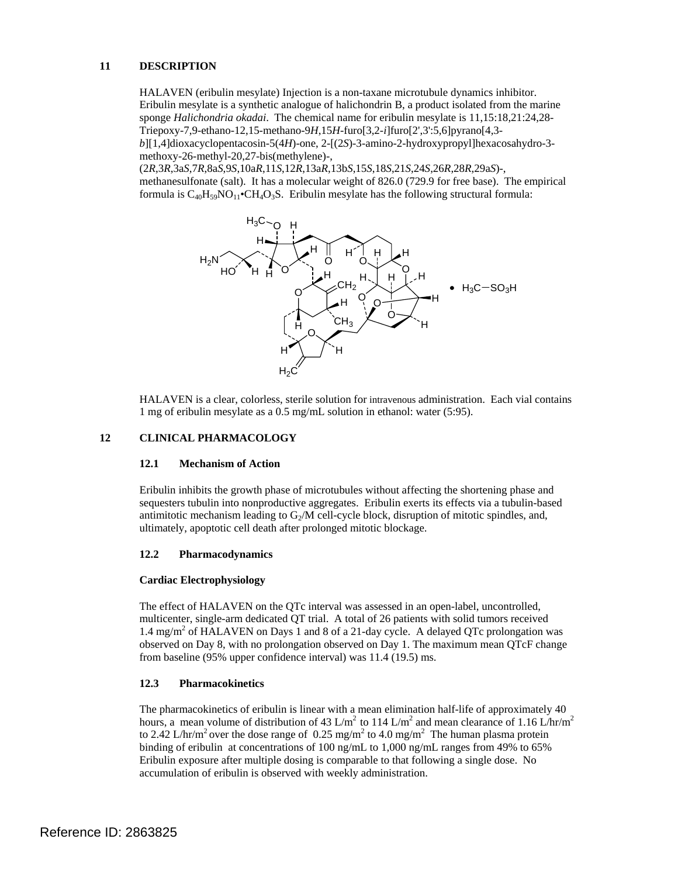## 11 DESCRIPTION

HALAVEN (eribulin mesylate) Injection is a non-taxane microtubule dynamics inhibitor. Eribulin mesylate is a synthetic analogue of halichondrin B, a product isolated from the marine sponge *Halichondria okadai*. The chemical name for eribulin mesylate is 11,15:18,21:24,28-Triepoxy-7,9-ethano-12,15-methano-9*H*,15*H*-furo[3,2-*i*]furo[2',3':5,6]pyrano[4,3-*b*][1,4]dioxacyclopentacosin-5(4*H*)-one, 2-[(2*S*)-3-amino-2-hydroxypropyl]hexacosahydro-3-methoxy-26-methyl-20,27-bis(methylene)-, (2*R*,3*R*,3a*S*,7*R*,8a*S*,9*S*,10a*R*,11*S*,12*R*,13a*R*,13b*S*,15*S*,18*S*,21*S*,24*S*,26*R*,28*R*,29a*S*)-, methanesulfonate (salt). It has a molecular weight of 826.0 (729.9 for free base). The empirical formula is $C_{40}H_{59}NO_{11} \cdot CH_4O_3S$. Eribulin mesylate has the following structural formula:

HALAVEN is a clear, colorless, sterile solution for intravenous administration. Each vial contains 1 mg of eribulin mesylate as a 0.5 mg/mL solution in ethanol: water (5:95).

## 12 CLINICAL PHARMACOLOGY

### 12.1 Mechanism of Action

Eribulin inhibits the growth phase of microtubules without affecting the shortening phase and sequesters tubulin into nonproductive aggregates. Eribulin exerts its effects via a tubulin-based antimitotic mechanism leading to $G_2$/M cell-cycle block, disruption of mitotic spindles, and, ultimately, apoptotic cell death after prolonged mitotic blockage.

### 12.2 Pharmacodynamics

**Cardiac Electrophysiology**

The effect of HALAVEN on the QTc interval was assessed in an open-label, uncontrolled, multicenter, single-arm dedicated QT trial. A total of 26 patients with solid tumors received 1.4 mg/m$^2$ of HALAVEN on Days 1 and 8 of a 21-day cycle. A delayed QTc prolongation was observed on Day 8, with no prolongation observed on Day 1. The maximum mean QTcF change from baseline (95% upper confidence interval) was 11.4 (19.5) ms.

### 12.3 Pharmacokinetics

The pharmacokinetics of eribulin is linear with a mean elimination half-life of approximately 40 hours, a mean volume of distribution of 43 L/m$^2$ to 114 L/m$^2$ and mean clearance of 1.16 L/hr/m$^2$ to 2.42 L/hr/m$^2$ over the dose range of 0.25 mg/m$^2$ to 4.0 mg/m$^2$ The human plasma protein binding of eribulin at concentrations of 100 ng/mL to 1,000 ng/mL ranges from 49% to 65% Eribulin exposure after multiple dosing is comparable to that following a single dose. No accumulation of eribulin is observed with weekly administration.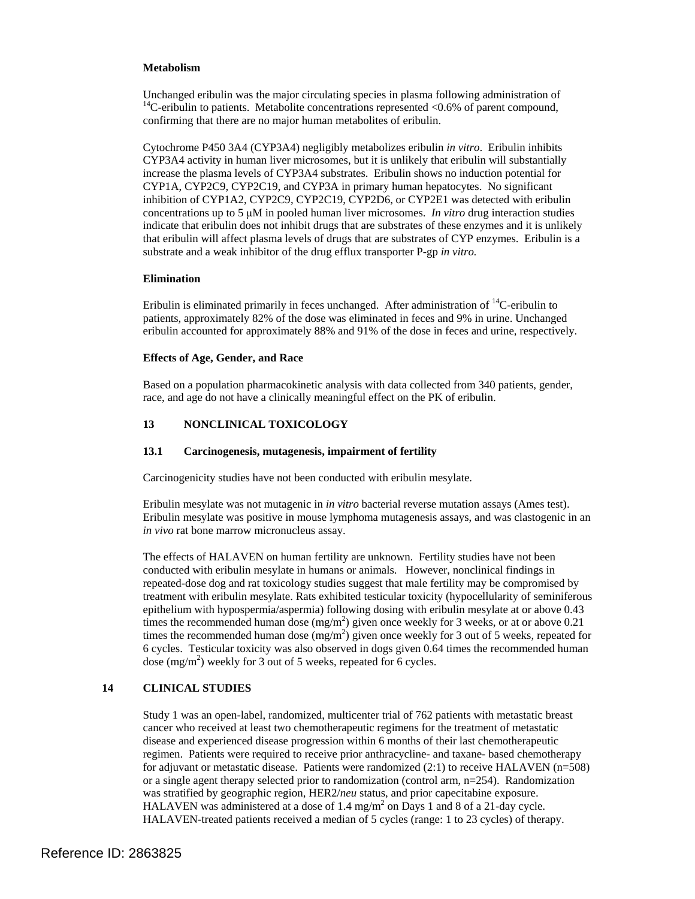**Metabolism**

Unchanged eribulin was the major circulating species in plasma following administration of $^{14}$C-eribulin to patients. Metabolite concentrations represented <0.6% of parent compound, confirming that there are no major human metabolites of eribulin.

Cytochrome P450 3A4 (CYP3A4) negligibly metabolizes eribulin *in vitro*. Eribulin inhibits CYP3A4 activity in human liver microsomes, but it is unlikely that eribulin will substantially increase the plasma levels of CYP3A4 substrates. Eribulin shows no induction potential for CYP1A, CYP2C9, CYP2C19, and CYP3A in primary human hepatocytes. No significant inhibition of CYP1A2, CYP2C9, CYP2C19, CYP2D6, or CYP2E1 was detected with eribulin concentrations up to 5 μM in pooled human liver microsomes. *In vitro* drug interaction studies indicate that eribulin does not inhibit drugs that are substrates of these enzymes and it is unlikely that eribulin will affect plasma levels of drugs that are substrates of CYP enzymes. Eribulin is a substrate and a weak inhibitor of the drug efflux transporter P-gp *in vitro.*

**Elimination**

Eribulin is eliminated primarily in feces unchanged. After administration of $^{14}$C-eribulin to patients, approximately 82% of the dose was eliminated in feces and 9% in urine. Unchanged eribulin accounted for approximately 88% and 91% of the dose in feces and urine, respectively.

**Effects of Age, Gender, and Race**

Based on a population pharmacokinetic analysis with data collected from 340 patients, gender, race, and age do not have a clinically meaningful effect on the PK of eribulin.

## 13 NONCLINICAL TOXICOLOGY

### 13.1 Carcinogenesis, mutagenesis, impairment of fertility

Carcinogenicity studies have not been conducted with eribulin mesylate.

Eribulin mesylate was not mutagenic in *in vitro* bacterial reverse mutation assays (Ames test). Eribulin mesylate was positive in mouse lymphoma mutagenesis assays, and was clastogenic in an *in vivo* rat bone marrow micronucleus assay.

The effects of HALAVEN on human fertility are unknown. Fertility studies have not been conducted with eribulin mesylate in humans or animals. However, nonclinical findings in repeated-dose dog and rat toxicology studies suggest that male fertility may be compromised by treatment with eribulin mesylate. Rats exhibited testicular toxicity (hypocellularity of seminiferous epithelium with hypospermia/aspermia) following dosing with eribulin mesylate at or above 0.43 times the recommended human dose (mg/m$^2$) given once weekly for 3 weeks, or at or above 0.21 times the recommended human dose (mg/m$^2$) given once weekly for 3 out of 5 weeks, repeated for 6 cycles. Testicular toxicity was also observed in dogs given 0.64 times the recommended human dose (mg/m$^2$) weekly for 3 out of 5 weeks, repeated for 6 cycles.

## 14 CLINICAL STUDIES

Study 1 was an open-label, randomized, multicenter trial of 762 patients with metastatic breast cancer who received at least two chemotherapeutic regimens for the treatment of metastatic disease and experienced disease progression within 6 months of their last chemotherapeutic regimen. Patients were required to receive prior anthracycline- and taxane- based chemotherapy for adjuvant or metastatic disease. Patients were randomized (2:1) to receive HALAVEN (n=508) or a single agent therapy selected prior to randomization (control arm, n=254). Randomization was stratified by geographic region, HER2/*neu* status, and prior capecitabine exposure. HALAVEN was administered at a dose of 1.4 mg/m$^2$ on Days 1 and 8 of a 21-day cycle. HALAVEN-treated patients received a median of 5 cycles (range: 1 to 23 cycles) of therapy.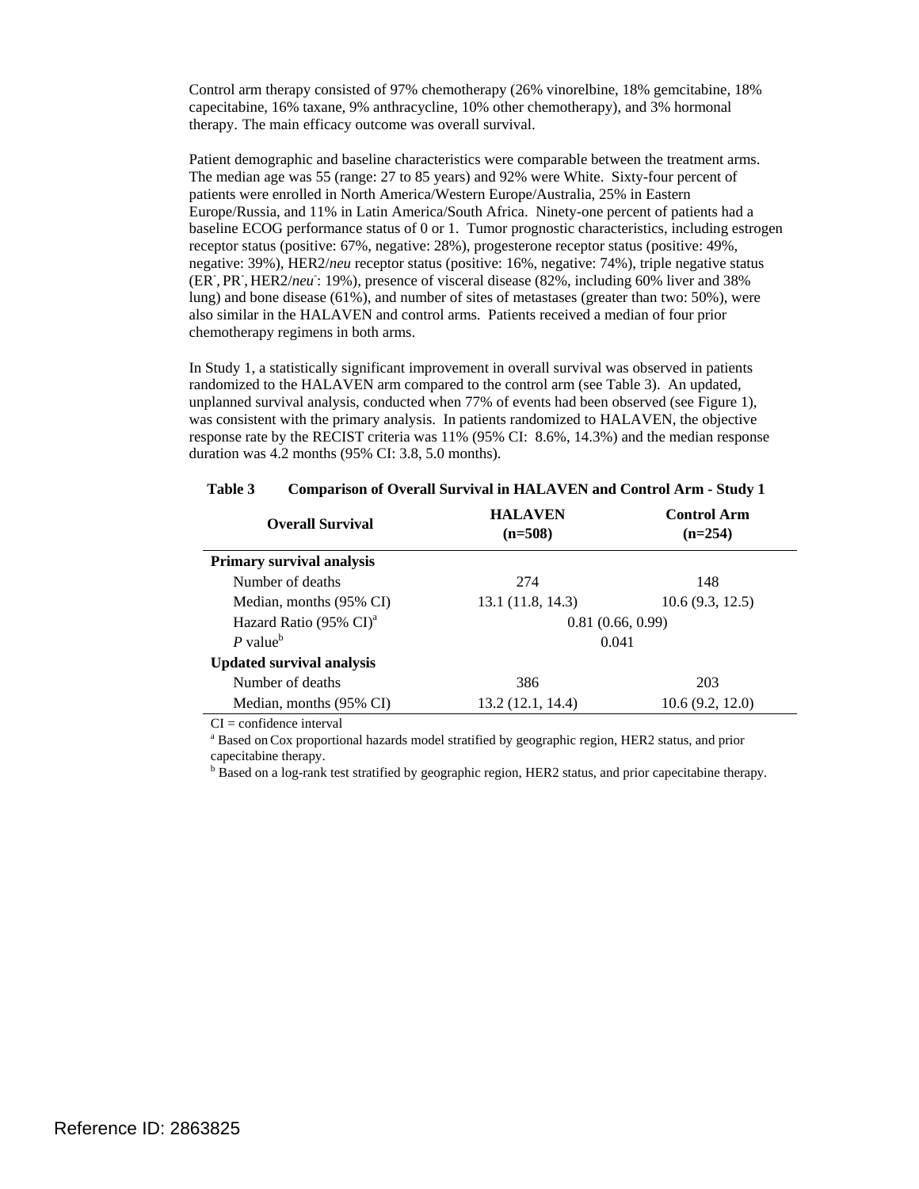Control arm therapy consisted of 97% chemotherapy (26% vinorelbine, 18% gemcitabine, 18% capecitabine, 16% taxane, 9% anthracycline, 10% other chemotherapy), and 3% hormonal therapy. The main efficacy outcome was overall survival.

Patient demographic and baseline characteristics were comparable between the treatment arms. The median age was 55 (range: 27 to 85 years) and 92% were White. Sixty-four percent of patients were enrolled in North America/Western Europe/Australia, 25% in Eastern Europe/Russia, and 11% in Latin America/South Africa. Ninety-one percent of patients had a baseline ECOG performance status of 0 or 1. Tumor prognostic characteristics, including estrogen receptor status (positive: 67%, negative: 28%), progesterone receptor status (positive: 49%, negative: 39%), HER2/*neu* receptor status (positive: 16%, negative: 74%), triple negative status ($ER^-$, $PR^-$, HER2/$neu^-$: 19%), presence of visceral disease (82%, including 60% liver and 38% lung) and bone disease (61%), and number of sites of metastases (greater than two: 50%), were also similar in the HALAVEN and control arms. Patients received a median of four prior chemotherapy regimens in both arms.

In Study 1, a statistically significant improvement in overall survival was observed in patients randomized to the HALAVEN arm compared to the control arm (see Table 3). An updated, unplanned survival analysis, conducted when 77% of events had been observed (see Figure 1), was consistent with the primary analysis. In patients randomized to HALAVEN, the objective response rate by the RECIST criteria was 11% (95% CI: 8.6%, 14.3%) and the median response duration was 4.2 months (95% CI: 3.8, 5.0 months).

**Table 3 Comparison of Overall Survival in HALAVEN and Control Arm - Study 1**

| Overall Survival | HALAVEN (n=508) | Control Arm (n=254) |
|---|---|---|
| **Primary survival analysis** | | |
| Number of deaths | 274 | 148 |
| Median, months (95% CI) | 13.1 (11.8, 14.3) | 10.6 (9.3, 12.5) |
| Hazard Ratio (95% CI)[a] | 0.81 (0.66, 0.99) | |
| *P* value[b] | 0.041 | |
| **Updated survival analysis** | | |
| Number of deaths | 386 | 203 |
| Median, months (95% CI) | 13.2 (12.1, 14.4) | 10.6 (9.2, 12.0) |

CI = confidence interval

[a] Based on Cox proportional hazards model stratified by geographic region, HER2 status, and prior capecitabine therapy.

[b] Based on a log-rank test stratified by geographic region, HER2 status, and prior capecitabine therapy.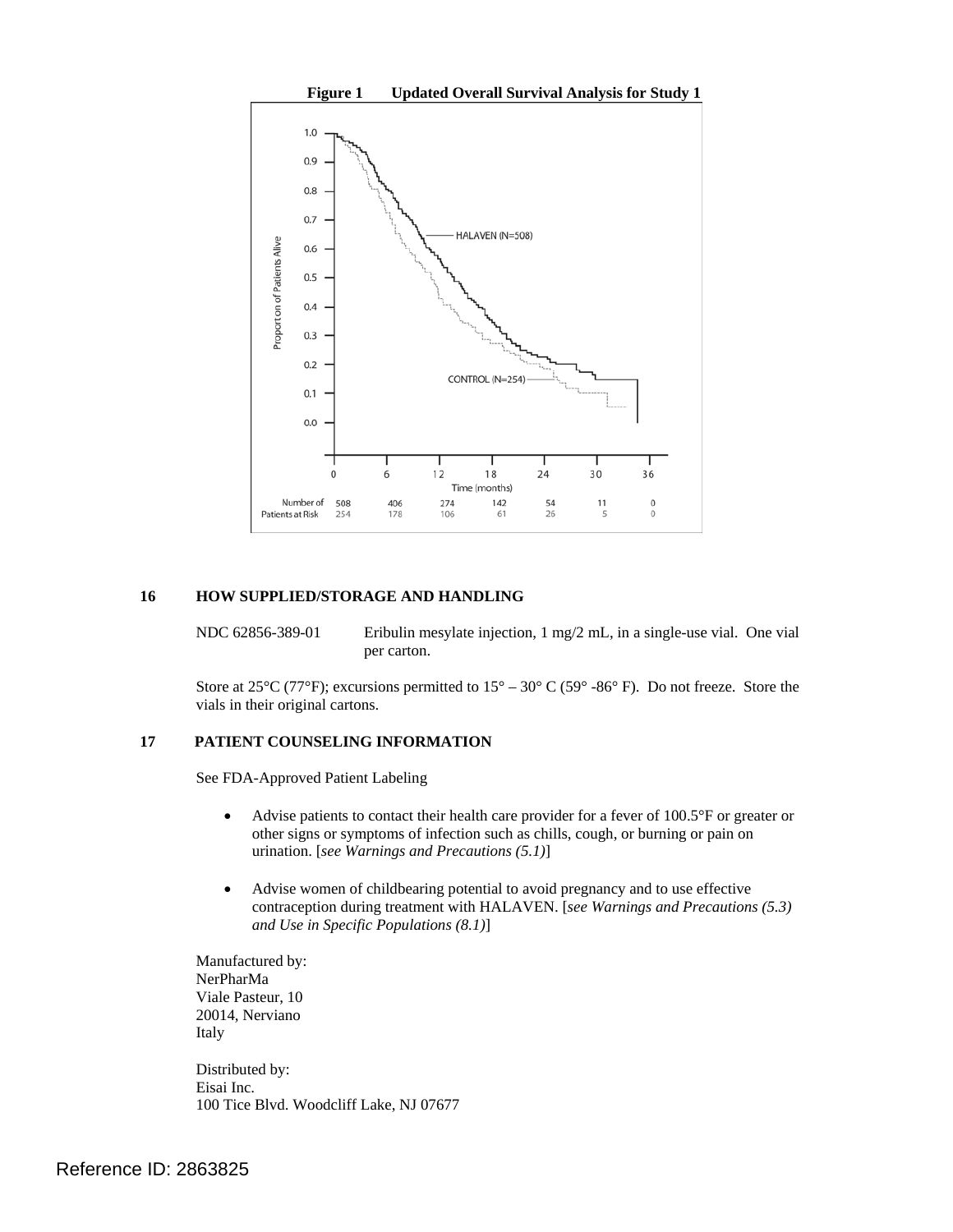**Figure 1 Updated Overall Survival Analysis for Study 1**

## 16 HOW SUPPLIED/STORAGE AND HANDLING

NDC 62856-389-01 Eribulin mesylate injection, 1 mg/2 mL, in a single-use vial. One vial per carton.

Store at 25°C (77°F); excursions permitted to 15° – 30° C (59° -86° F). Do not freeze. Store the vials in their original cartons.

## 17 PATIENT COUNSELING INFORMATION

See FDA-Approved Patient Labeling

- Advise patients to contact their health care provider for a fever of 100.5°F or greater or other signs or symptoms of infection such as chills, cough, or burning or pain on urination. [*see Warnings and Precautions (5.1)*]
- Advise women of childbearing potential to avoid pregnancy and to use effective contraception during treatment with HALAVEN. [*see Warnings and Precautions (5.3) and Use in Specific Populations (8.1)*]

Manufactured by:
NerPharMa
Viale Pasteur, 10
20014, Nerviano
Italy

Distributed by:
Eisai Inc.
100 Tice Blvd. Woodcliff Lake, NJ 07677

Reference ID: 2863825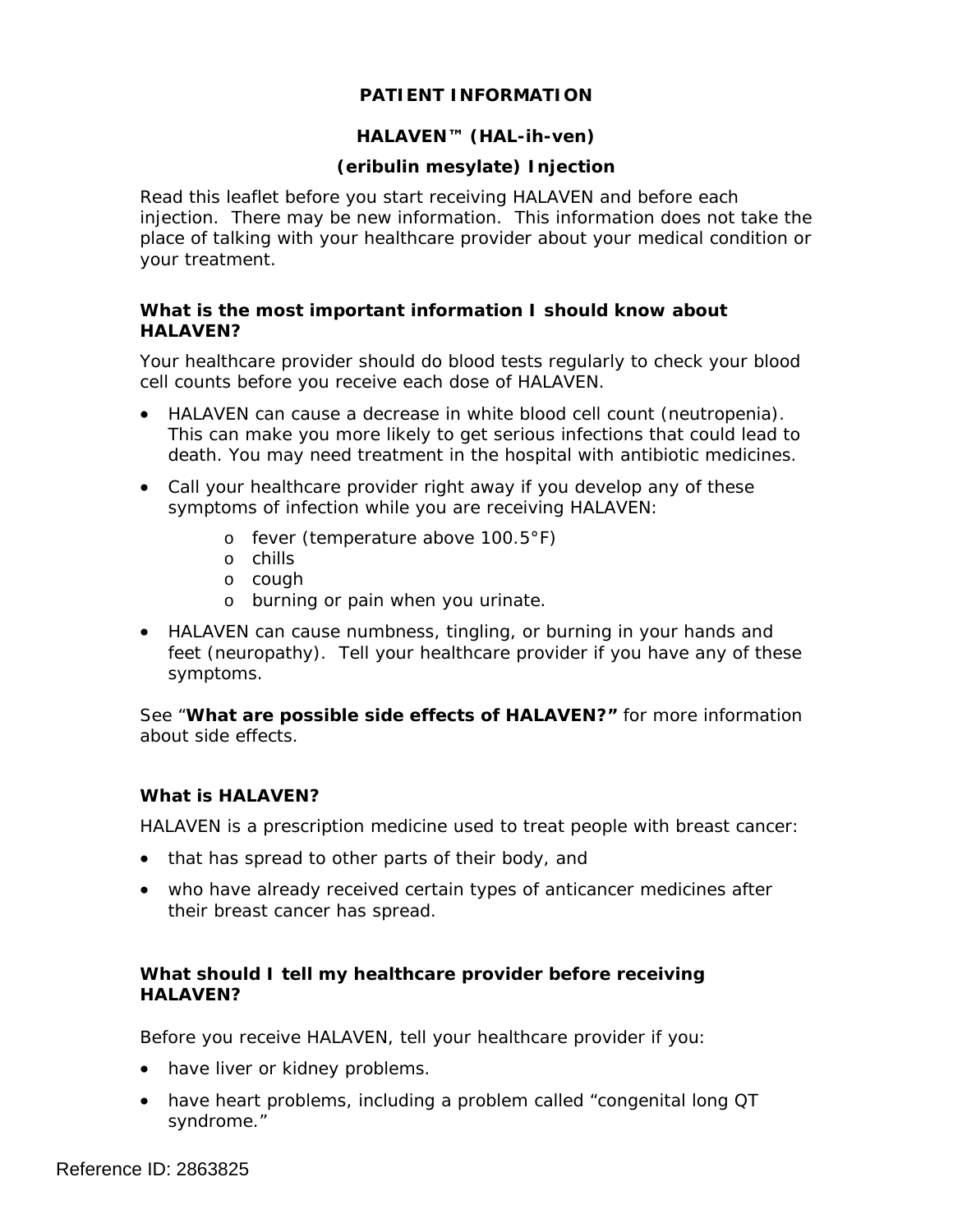**PATIENT INFORMATION**

**HALAVEN™ (HAL-ih-ven)**

**(eribulin mesylate) Injection**

Read this leaflet before you start receiving HALAVEN and before each injection. There may be new information. This information does not take the place of talking with your healthcare provider about your medical condition or your treatment.

**What is the most important information I should know about HALAVEN?**

Your healthcare provider should do blood tests regularly to check your blood cell counts before you receive each dose of HALAVEN.

- HALAVEN can cause a decrease in white blood cell count (neutropenia). This can make you more likely to get serious infections that could lead to death. You may need treatment in the hospital with antibiotic medicines.
- Call your healthcare provider right away if you develop any of these symptoms of infection while you are receiving HALAVEN:
  - fever (temperature above 100.5°F)
  - chills
  - cough
  - burning or pain when you urinate.
- HALAVEN can cause numbness, tingling, or burning in your hands and feet (neuropathy). Tell your healthcare provider if you have any of these symptoms.

See "**What are possible side effects of HALAVEN?"** for more information about side effects.

**What is HALAVEN?**

HALAVEN is a prescription medicine used to treat people with breast cancer:

- that has spread to other parts of their body, and
- who have already received certain types of anticancer medicines after their breast cancer has spread.

**What should I tell my healthcare provider before receiving HALAVEN?**

Before you receive HALAVEN, tell your healthcare provider if you:

- have liver or kidney problems.
- have heart problems, including a problem called "congenital long QT syndrome."

Reference ID: 2863825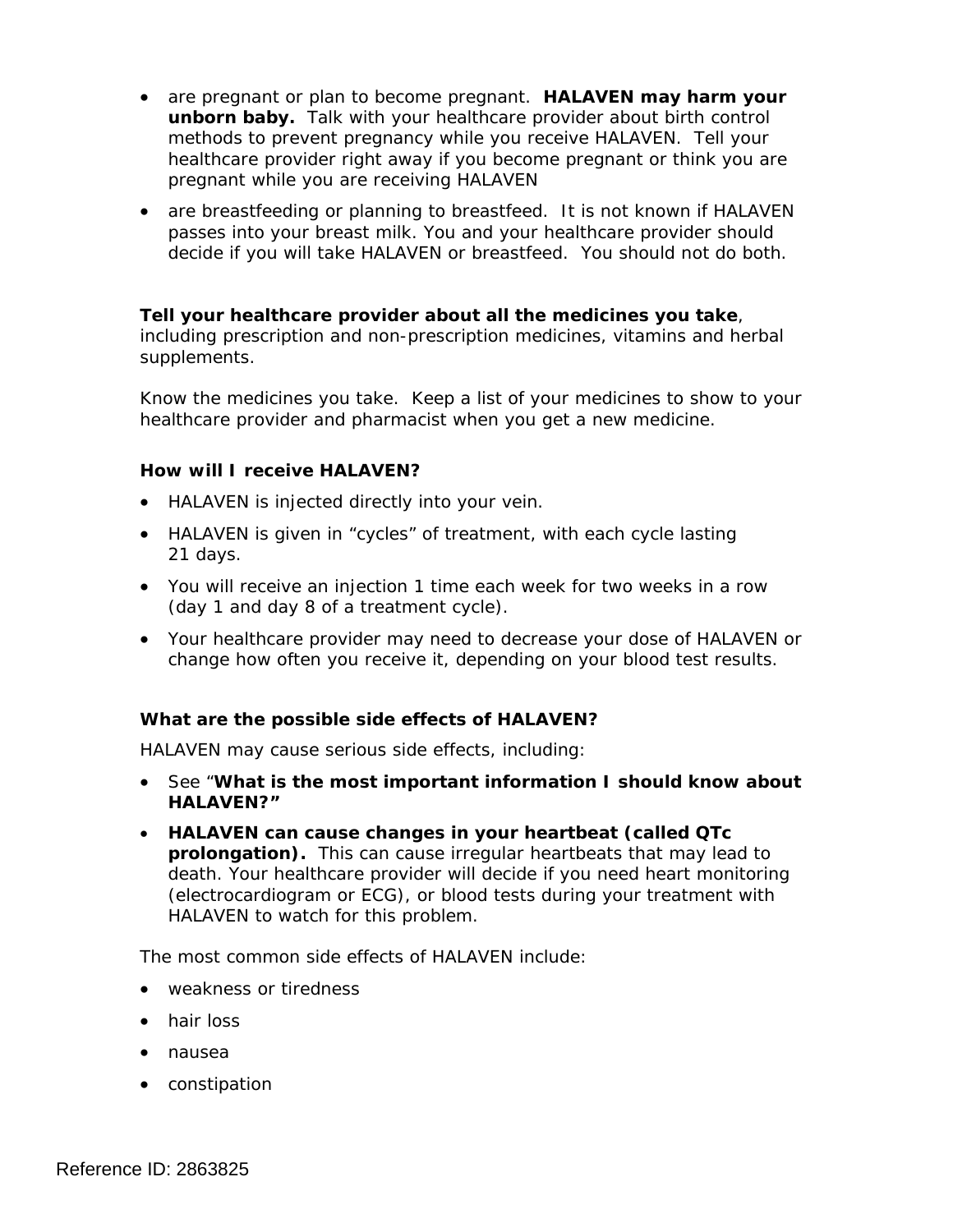- are pregnant or plan to become pregnant. **HALAVEN may harm your unborn baby.** Talk with your healthcare provider about birth control methods to prevent pregnancy while you receive HALAVEN. Tell your healthcare provider right away if you become pregnant or think you are pregnant while you are receiving HALAVEN
- are breastfeeding or planning to breastfeed. It is not known if HALAVEN passes into your breast milk. You and your healthcare provider should decide if you will take HALAVEN or breastfeed. You should not do both.

**Tell your healthcare provider about all the medicines you take**, including prescription and non-prescription medicines, vitamins and herbal supplements.

Know the medicines you take. Keep a list of your medicines to show to your healthcare provider and pharmacist when you get a new medicine.

**How will I receive HALAVEN?**

- HALAVEN is injected directly into your vein.
- HALAVEN is given in “cycles” of treatment, with each cycle lasting 21 days.
- You will receive an injection 1 time each week for two weeks in a row (day 1 and day 8 of a treatment cycle).
- Your healthcare provider may need to decrease your dose of HALAVEN or change how often you receive it, depending on your blood test results.

**What are the possible side effects of HALAVEN?**

HALAVEN may cause serious side effects, including:

- See “**What is the most important information I should know about HALAVEN?”**
- **HALAVEN can cause changes in your heartbeat (called QTc prolongation).** This can cause irregular heartbeats that may lead to death. Your healthcare provider will decide if you need heart monitoring (electrocardiogram or ECG), or blood tests during your treatment with HALAVEN to watch for this problem.

The most common side effects of HALAVEN include:

- weakness or tiredness
- hair loss
- nausea
- constipation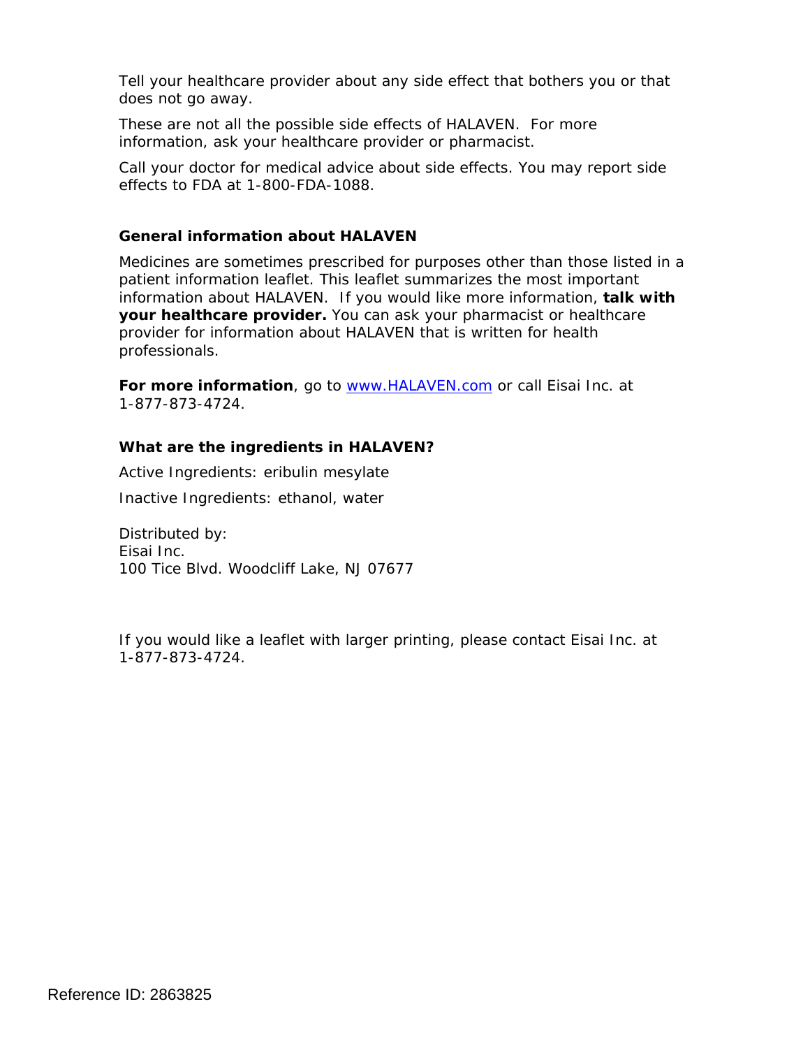Tell your healthcare provider about any side effect that bothers you or that does not go away.

These are not all the possible side effects of HALAVEN. For more information, ask your healthcare provider or pharmacist.

Call your doctor for medical advice about side effects. You may report side effects to FDA at 1-800-FDA-1088.

**General information about HALAVEN**

Medicines are sometimes prescribed for purposes other than those listed in a patient information leaflet. This leaflet summarizes the most important information about HALAVEN. If you would like more information, **talk with your healthcare provider.** You can ask your pharmacist or healthcare provider for information about HALAVEN that is written for health professionals.

**For more information**, go to www.HALAVEN.com or call Eisai Inc. at 1-877-873-4724.

**What are the ingredients in HALAVEN?**

Active Ingredients: eribulin mesylate

Inactive Ingredients: ethanol, water

Distributed by:
Eisai Inc.
100 Tice Blvd. Woodcliff Lake, NJ 07677

If you would like a leaflet with larger printing, please contact Eisai Inc. at 1-877-873-4724.

Reference ID: 2863825